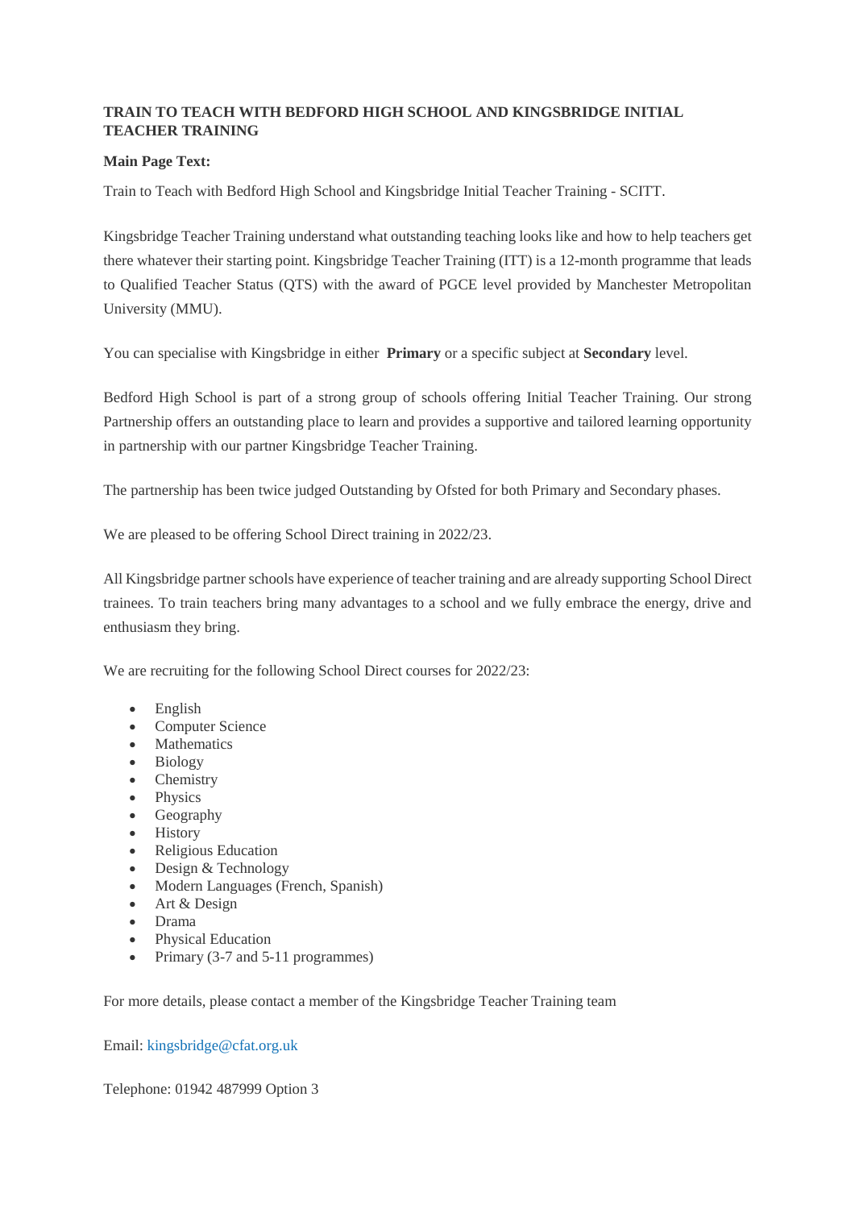**TRAIN TO TEACH WITH BEDFORD HIGH SCHOOL AND KINGSBRIDGE INITIAL TEACHER TRAINING**

**Main Page Text:**

Train to Teach with Bedford High School and Kingsbridge Initial Teacher Training - SCITT.

Kingsbridge Teacher Training understand what outstanding teaching looks like and how to help teachers get there whatever their starting point. Kingsbridge Teacher Training (ITT) is a 12-month programme that leads to Qualified Teacher Status (QTS) with the award of PGCE level provided by Manchester Metropolitan University (MMU).

You can specialise with Kingsbridge in either **Primary** or a specific subject at **Secondary** level.

Bedford High School is part of a strong group of schools offering Initial Teacher Training. Our strong Partnership offers an outstanding place to learn and provides a supportive and tailored learning opportunity in partnership with our partner Kingsbridge Teacher Training.

The partnership has been twice judged Outstanding by Ofsted for both Primary and Secondary phases.

We are pleased to be offering School Direct training in 2022/23.

All Kingsbridge partner schools have experience of teacher training and are already supporting School Direct trainees. To train teachers bring many advantages to a school and we fully embrace the energy, drive and enthusiasm they bring.

We are recruiting for the following School Direct courses for 2022/23:

- English
- Computer Science
- Mathematics
- Biology
- Chemistry
- Physics
- Geography
- History
- Religious Education
- Design & Technology
- Modern Languages (French, Spanish)
- Art & Design
- Drama
- Physical Education
- Primary (3-7 and 5-11 programmes)

For more details, please contact a member of the Kingsbridge Teacher Training team

Email: kingsbridge@cfat.org.uk

Telephone: 01942 487999 Option 3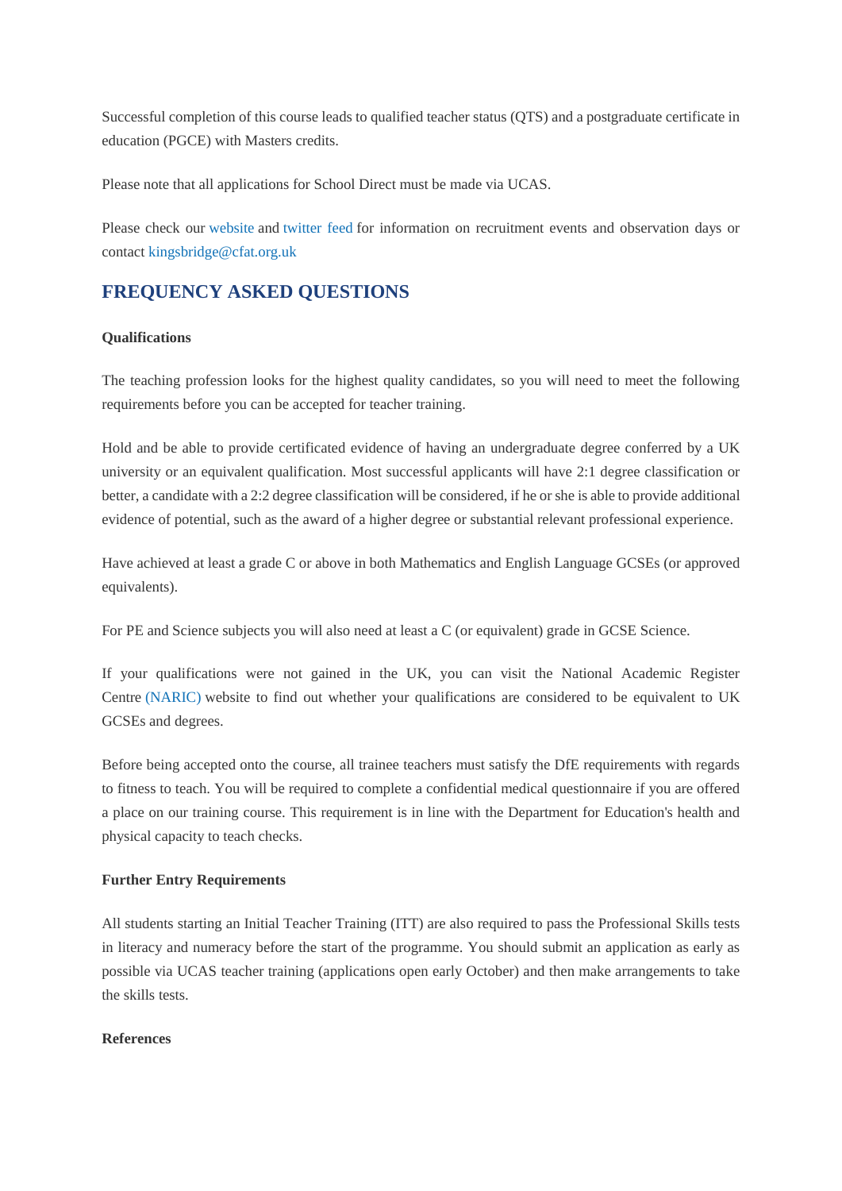Successful completion of this course leads to qualified teacher status (QTS) and a postgraduate certificate in education (PGCE) with Masters credits.

Please note that all applications for School Direct must be made via UCAS.

Please check our website and twitter feed for information on recruitment events and observation days or contact kingsbridge@cfat.org.uk

## FREQUENCY ASKED QUESTIONS

**Qualifications**

The teaching profession looks for the highest quality candidates, so you will need to meet the following requirements before you can be accepted for teacher training.

Hold and be able to provide certificated evidence of having an undergraduate degree conferred by a UK university or an equivalent qualification. Most successful applicants will have 2:1 degree classification or better, a candidate with a 2:2 degree classification will be considered, if he or she is able to provide additional evidence of potential, such as the award of a higher degree or substantial relevant professional experience.

Have achieved at least a grade C or above in both Mathematics and English Language GCSEs (or approved equivalents).

For PE and Science subjects you will also need at least a C (or equivalent) grade in GCSE Science.

If your qualifications were not gained in the UK, you can visit the National Academic Register Centre (NARIC) website to find out whether your qualifications are considered to be equivalent to UK GCSEs and degrees.

Before being accepted onto the course, all trainee teachers must satisfy the DfE requirements with regards to fitness to teach. You will be required to complete a confidential medical questionnaire if you are offered a place on our training course. This requirement is in line with the Department for Education's health and physical capacity to teach checks.

**Further Entry Requirements**

All students starting an Initial Teacher Training (ITT) are also required to pass the Professional Skills tests in literacy and numeracy before the start of the programme. You should submit an application as early as possible via UCAS teacher training (applications open early October) and then make arrangements to take the skills tests.

**References**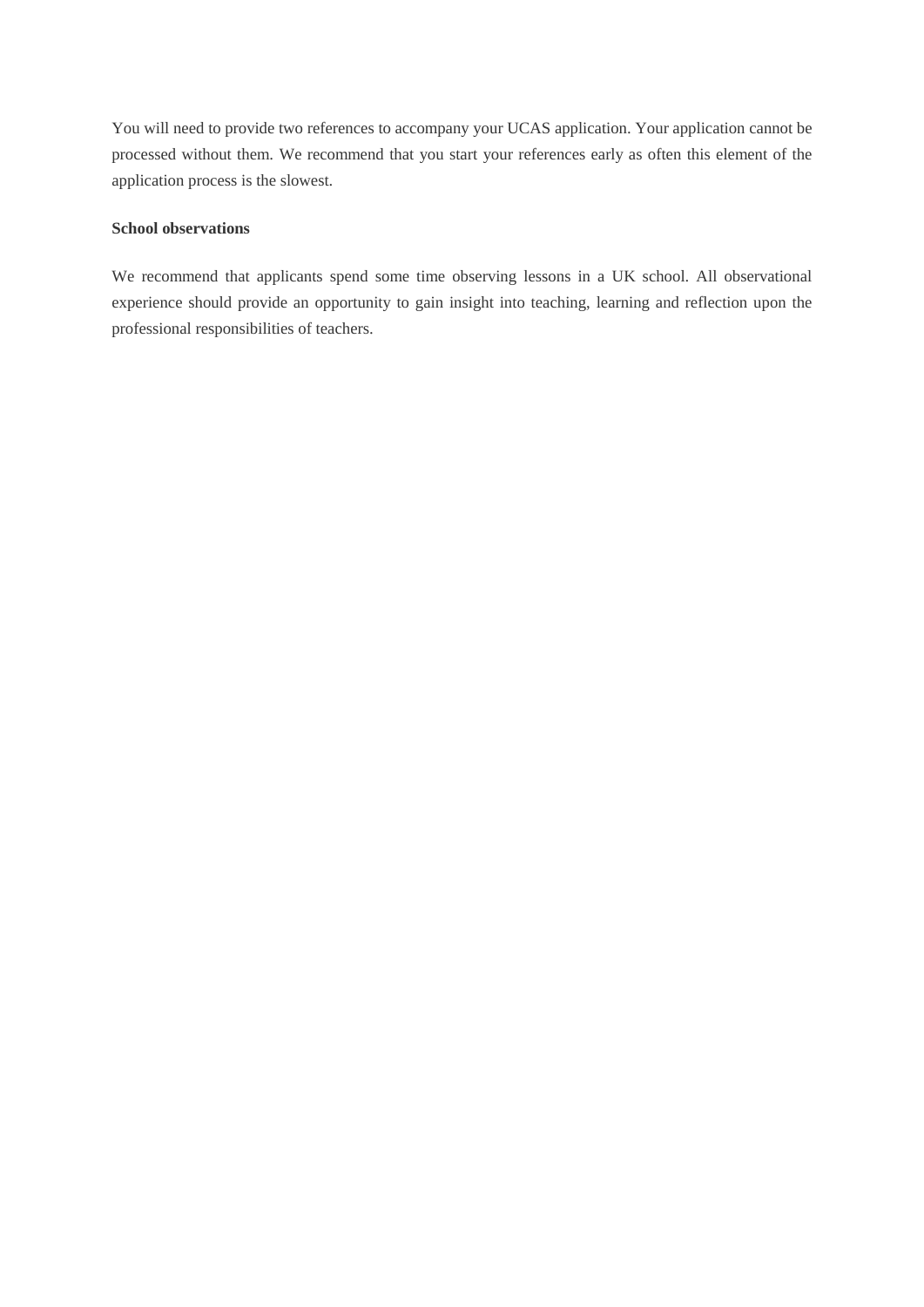You will need to provide two references to accompany your UCAS application. Your application cannot be processed without them. We recommend that you start your references early as often this element of the application process is the slowest.

**School observations**

We recommend that applicants spend some time observing lessons in a UK school. All observational experience should provide an opportunity to gain insight into teaching, learning and reflection upon the professional responsibilities of teachers.